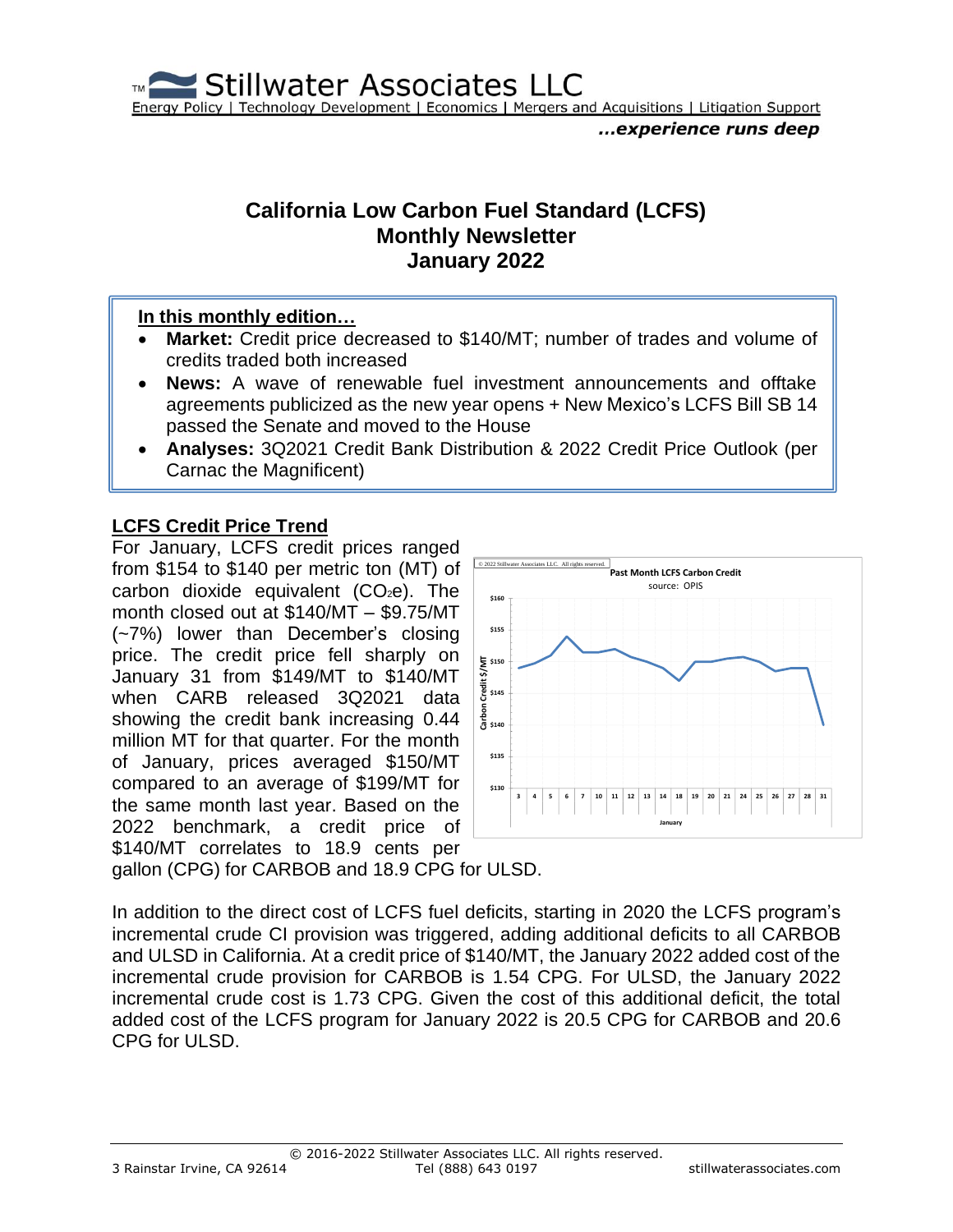Stillwater Associates LLC

Energy Policy | Technology Development | Economics | Mergers and Acquisitions | Litigation Support

*...experience runs deep*

# California Low Carbon Fuel Standard (LCFS) Monthly Newsletter January 2022

**In this monthly edition…**

- **Market:** Credit price decreased to $140/MT; number of trades and volume of credits traded both increased
- **News:** A wave of renewable fuel investment announcements and offtake agreements publicized as the new year opens + New Mexico's LCFS Bill SB 14 passed the Senate and moved to the House
- **Analyses:** 3Q2021 Credit Bank Distribution & 2022 Credit Price Outlook (per Carnac the Magnificent)

## LCFS Credit Price Trend

For January, LCFS credit prices ranged from $154 to $140 per metric ton (MT) of carbon dioxide equivalent ($CO_2e$). The month closed out at $140/MT – $9.75/MT (~7%) lower than December's closing price. The credit price fell sharply on January 31 from $149/MT to $140/MT when CARB released 3Q2021 data showing the credit bank increasing 0.44 million MT for that quarter. For the month of January, prices averaged $150/MT compared to an average of $199/MT for the same month last year. Based on the 2022 benchmark, a credit price of $140/MT correlates to 18.9 cents per gallon (CPG) for CARBOB and 18.9 CPG for ULSD.

In addition to the direct cost of LCFS fuel deficits, starting in 2020 the LCFS program's incremental crude CI provision was triggered, adding additional deficits to all CARBOB and ULSD in California. At a credit price of $140/MT, the January 2022 added cost of the incremental crude provision for CARBOB is 1.54 CPG. For ULSD, the January 2022 incremental crude cost is 1.73 CPG. Given the cost of this additional deficit, the total added cost of the LCFS program for January 2022 is 20.5 CPG for CARBOB and 20.6 CPG for ULSD.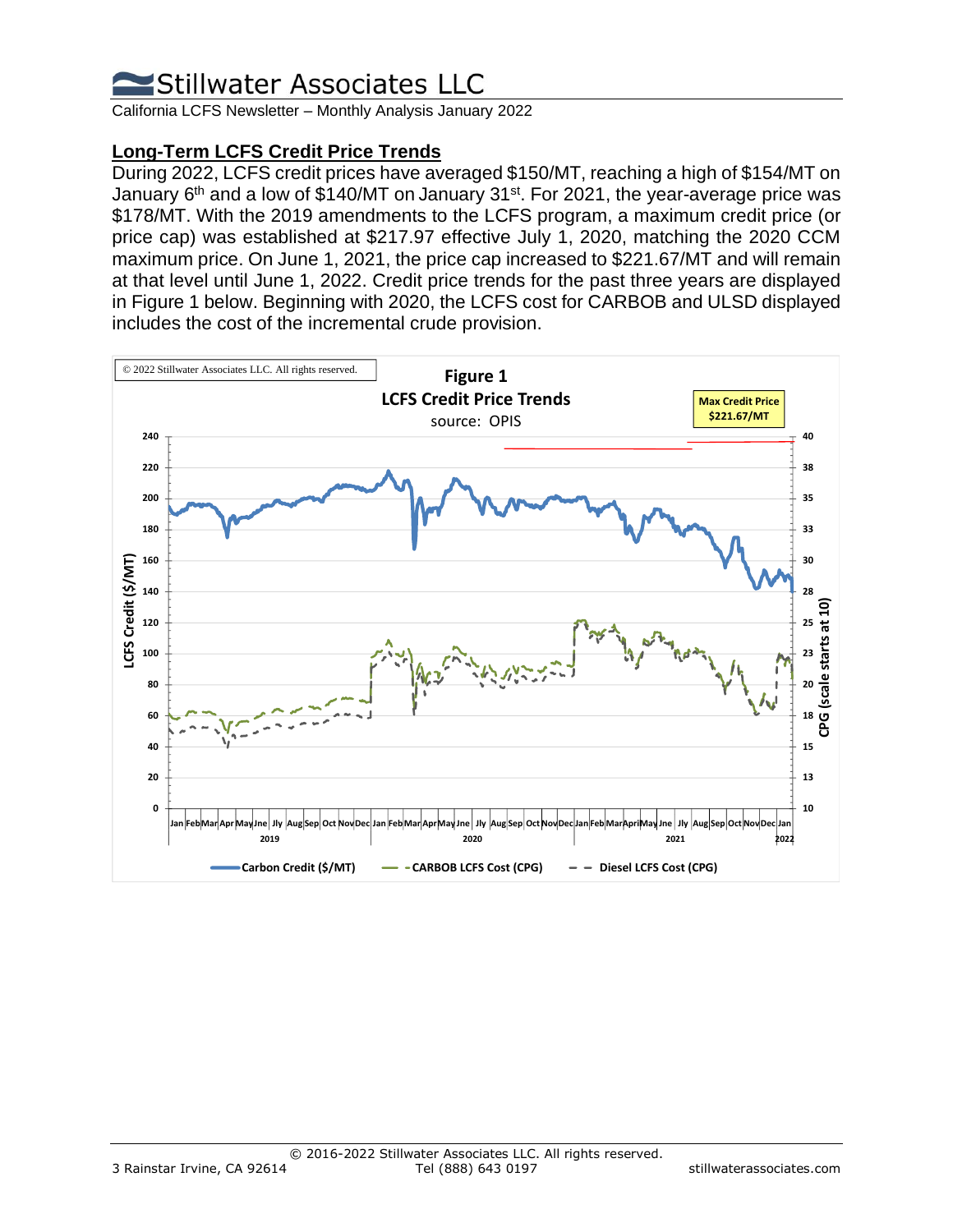## Long-Term LCFS Credit Price Trends

During 2022, LCFS credit prices have averaged $150/MT, reaching a high of $154/MT on January 6th and a low of $140/MT on January 31st. For 2021, the year-average price was $178/MT. With the 2019 amendments to the LCFS program, a maximum credit price (or price cap) was established at $217.97 effective July 1, 2020, matching the 2020 CCM maximum price. On June 1, 2021, the price cap increased to $221.67/MT and will remain at that level until June 1, 2022. Credit price trends for the past three years are displayed in Figure 1 below. Beginning with 2020, the LCFS cost for CARBOB and ULSD displayed includes the cost of the incremental crude provision.

© 2022 Stillwater Associates LLC. All rights reserved.

**Figure 1**
**LCFS Credit Price Trends**
source: OPIS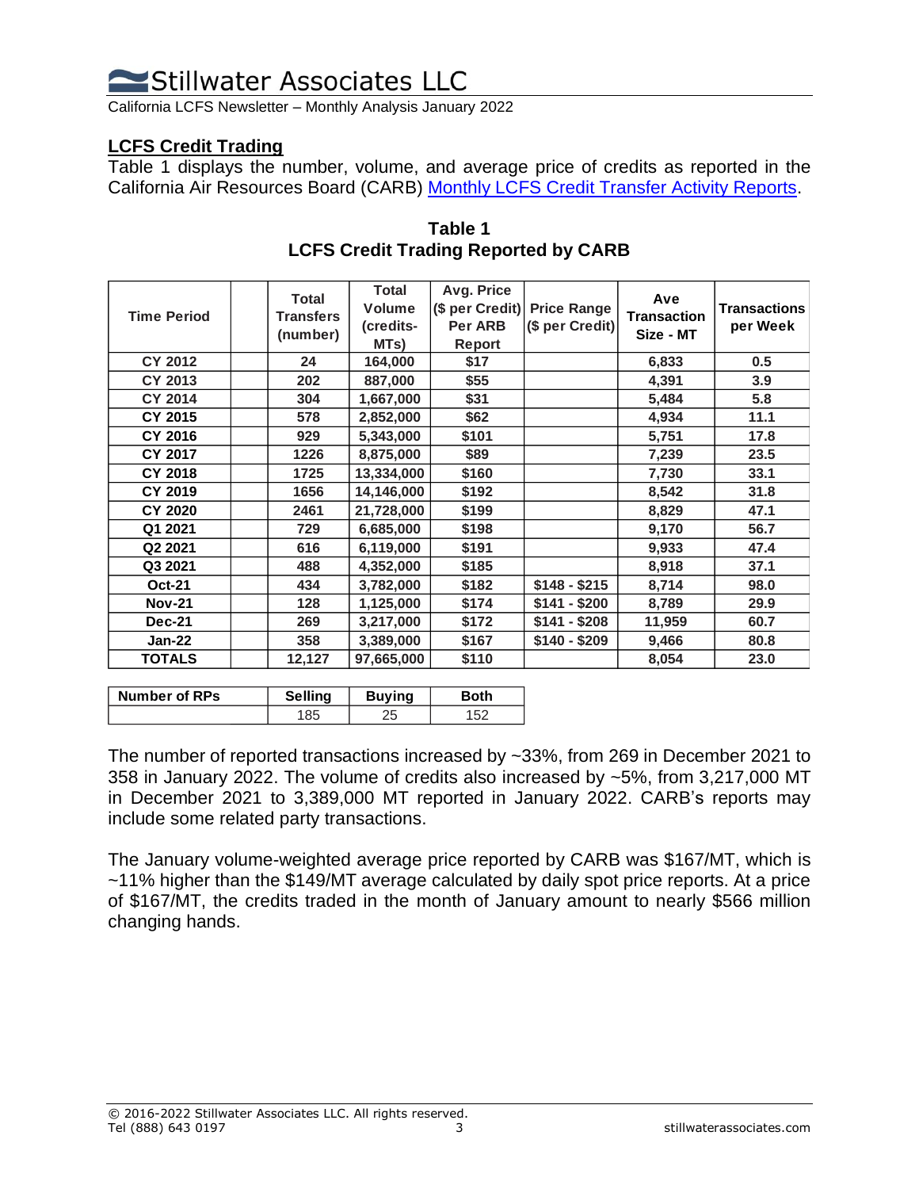## LCFS Credit Trading

Table 1 displays the number, volume, and average price of credits as reported in the California Air Resources Board (CARB) Monthly LCFS Credit Transfer Activity Reports.

**Table 1**
**LCFS Credit Trading Reported by CARB**

| Time Period | | Total Transfers (number) | Total Volume (credits-MTs) | Avg. Price ($ per Credit) Per ARB Report | Price Range ($ per Credit) | Ave Transaction Size - MT | Transactions per Week |
|---|---|---|---|---|---|---|---|
| CY 2012 | | 24 | 164,000 | $17 | | 6,833 | 0.5 |
| CY 2013 | | 202 | 887,000 | $55 | | 4,391 | 3.9 |
| CY 2014 | | 304 | 1,667,000 | $31 | | 5,484 | 5.8 |
| CY 2015 | | 578 | 2,852,000 | $62 | | 4,934 | 11.1 |
| CY 2016 | | 929 | 5,343,000 | $101 | | 5,751 | 17.8 |
| CY 2017 | | 1226 | 8,875,000 | $89 | | 7,239 | 23.5 |
| CY 2018 | | 1725 | 13,334,000 | $160 | | 7,730 | 33.1 |
| CY 2019 | | 1656 | 14,146,000 | $192 | | 8,542 | 31.8 |
| CY 2020 | | 2461 | 21,728,000 | $199 | | 8,829 | 47.1 |
| Q1 2021 | | 729 | 6,685,000 | $198 | | 9,170 | 56.7 |
| Q2 2021 | | 616 | 6,119,000 | $191 | | 9,933 | 47.4 |
| Q3 2021 | | 488 | 4,352,000 | $185 | | 8,918 | 37.1 |
| Oct-21 | | 434 | 3,782,000 | $182 | $148 - $215 | 8,714 | 98.0 |
| Nov-21 | | 128 | 1,125,000 | $174 | $141 - $200 | 8,789 | 29.9 |
| Dec-21 | | 269 | 3,217,000 | $172 | $141 - $208 | 11,959 | 60.7 |
| Jan-22 | | 358 | 3,389,000 | $167 | $140 - $209 | 9,466 | 80.8 |
| TOTALS | | 12,127 | 97,665,000 | $110 | | 8,054 | 23.0 |

| Number of RPs | Selling | Buying | Both |
|---|---|---|---|
| | 185 | 25 | 152 |

The number of reported transactions increased by ~33%, from 269 in December 2021 to 358 in January 2022. The volume of credits also increased by ~5%, from 3,217,000 MT in December 2021 to 3,389,000 MT reported in January 2022. CARB's reports may include some related party transactions.

The January volume-weighted average price reported by CARB was $167/MT, which is ~11% higher than the $149/MT average calculated by daily spot price reports. At a price of $167/MT, the credits traded in the month of January amount to nearly $566 million changing hands.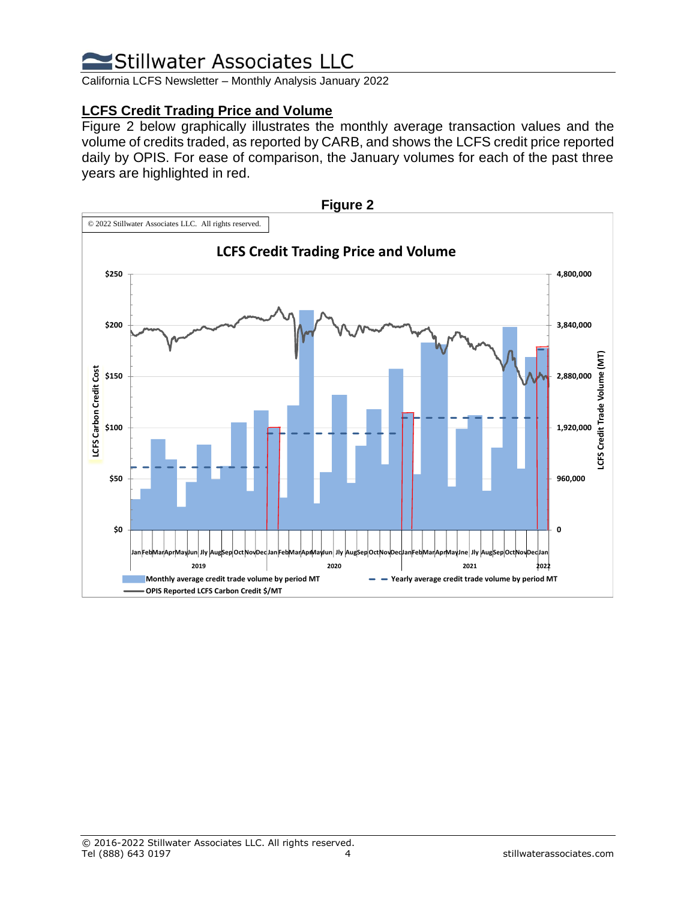## LCFS Credit Trading Price and Volume

Figure 2 below graphically illustrates the monthly average transaction values and the volume of credits traded, as reported by CARB, and shows the LCFS credit price reported daily by OPIS. For ease of comparison, the January volumes for each of the past three years are highlighted in red.

**Figure 2**

© 2022 Stillwater Associates LLC. All rights reserved.

**LCFS Credit Trading Price and Volume**

Monthly average credit trade volume by period MT
Yearly average credit trade volume by period MT
OPIS Reported LCFS Carbon Credit $/MT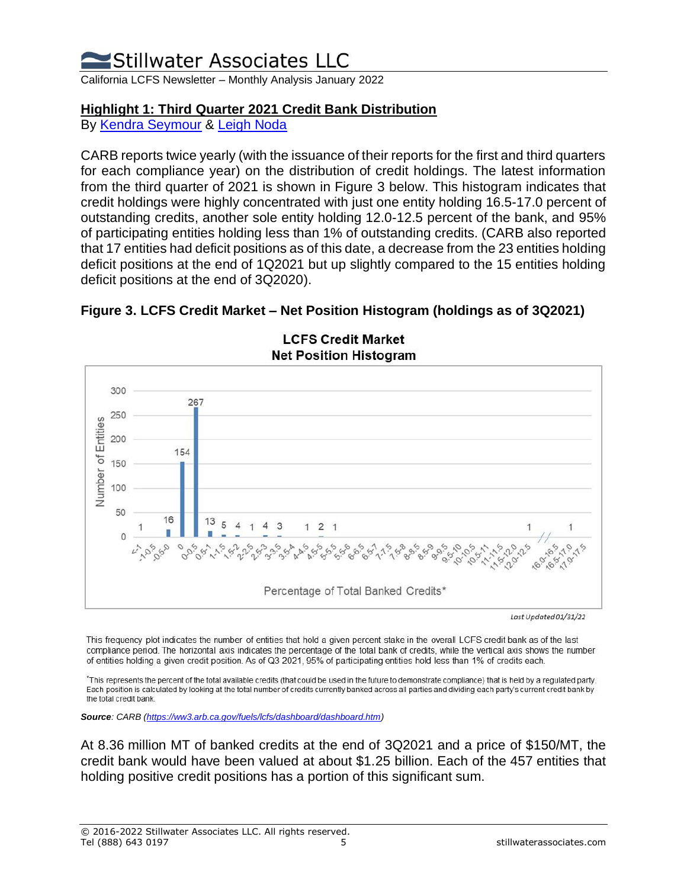## Highlight 1: Third Quarter 2021 Credit Bank Distribution

By Kendra Seymour & Leigh Noda

CARB reports twice yearly (with the issuance of their reports for the first and third quarters for each compliance year) on the distribution of credit holdings. The latest information from the third quarter of 2021 is shown in Figure 3 below. This histogram indicates that credit holdings were highly concentrated with just one entity holding 16.5-17.0 percent of outstanding credits, another sole entity holding 12.0-12.5 percent of the bank, and 95% of participating entities holding less than 1% of outstanding credits. (CARB also reported that 17 entities had deficit positions as of this date, a decrease from the 23 entities holding deficit positions at the end of 1Q2021 but up slightly compared to the 15 entities holding deficit positions at the end of 3Q2020).

**Figure 3. LCFS Credit Market – Net Position Histogram (holdings as of 3Q2021)**

*Last Updated 01/31/22*

This frequency plot indicates the number of entities that hold a given percent stake in the overall LCFS credit bank as of the last compliance period. The horizontal axis indicates the percentage of the total bank of credits, while the vertical axis shows the number of entities holding a given credit position. As of Q3 2021, 95% of participating entities hold less than 1% of credits each.

*This represents the percent of the total available credits (that could be used in the future to demonstrate compliance) that is held by a regulated party. Each position is calculated by looking at the total number of credits currently banked across all parties and dividing each party's current credit bank by the total credit bank.

***Source**: CARB (https://ww3.arb.ca.gov/fuels/lcfs/dashboard/dashboard.htm)*

At 8.36 million MT of banked credits at the end of 3Q2021 and a price of $150/MT, the credit bank would have been valued at about $1.25 billion. Each of the 457 entities that holding positive credit positions has a portion of this significant sum.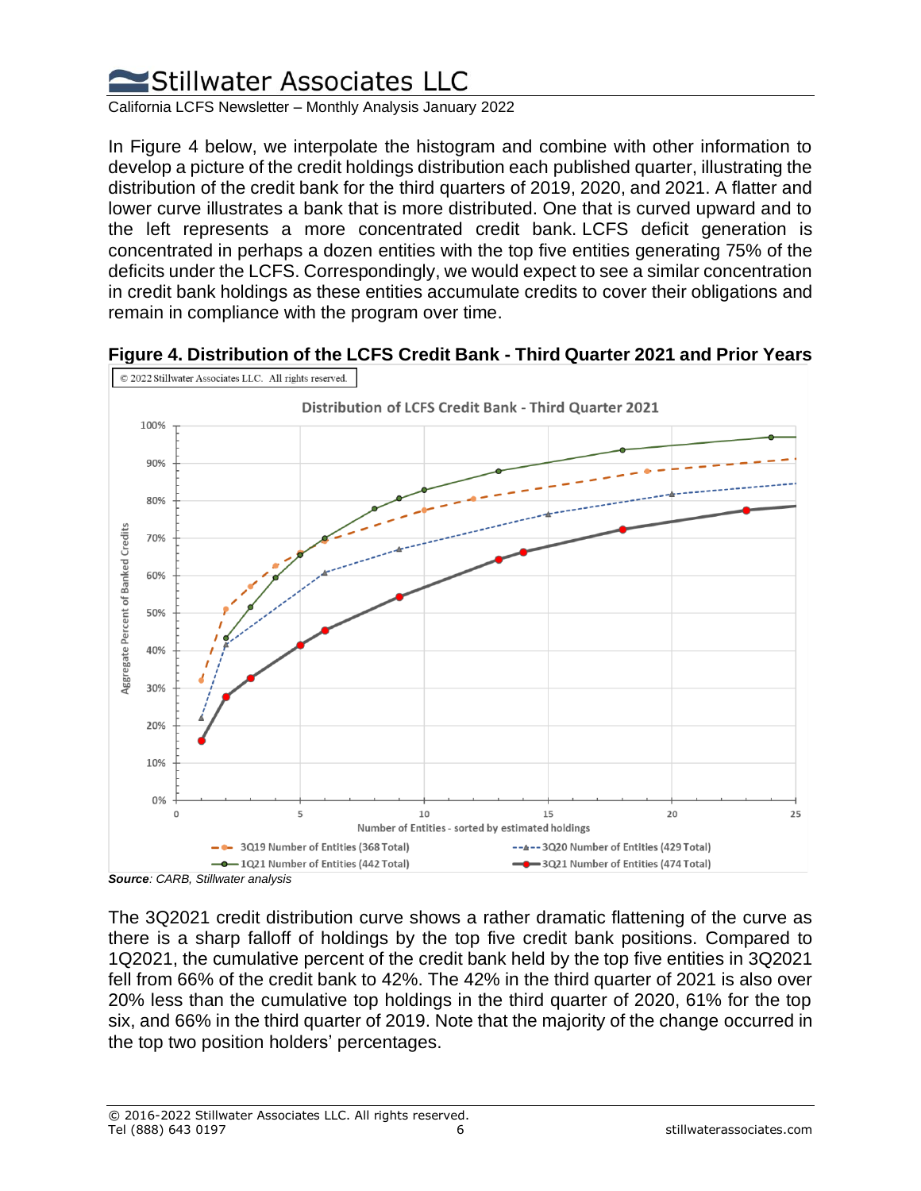In Figure 4 below, we interpolate the histogram and combine with other information to develop a picture of the credit holdings distribution each published quarter, illustrating the distribution of the credit bank for the third quarters of 2019, 2020, and 2021. A flatter and lower curve illustrates a bank that is more distributed. One that is curved upward and to the left represents a more concentrated credit bank. LCFS deficit generation is concentrated in perhaps a dozen entities with the top five entities generating 75% of the deficits under the LCFS. Correspondingly, we would expect to see a similar concentration in credit bank holdings as these entities accumulate credits to cover their obligations and remain in compliance with the program over time.

**Figure 4. Distribution of the LCFS Credit Bank - Third Quarter 2021 and Prior Years**

***Source**: CARB, Stillwater analysis*

The 3Q2021 credit distribution curve shows a rather dramatic flattening of the curve as there is a sharp falloff of holdings by the top five credit bank positions. Compared to 1Q2021, the cumulative percent of the credit bank held by the top five entities in 3Q2021 fell from 66% of the credit bank to 42%. The 42% in the third quarter of 2021 is also over 20% less than the cumulative top holdings in the third quarter of 2020, 61% for the top six, and 66% in the third quarter of 2019. Note that the majority of the change occurred in the top two position holders' percentages.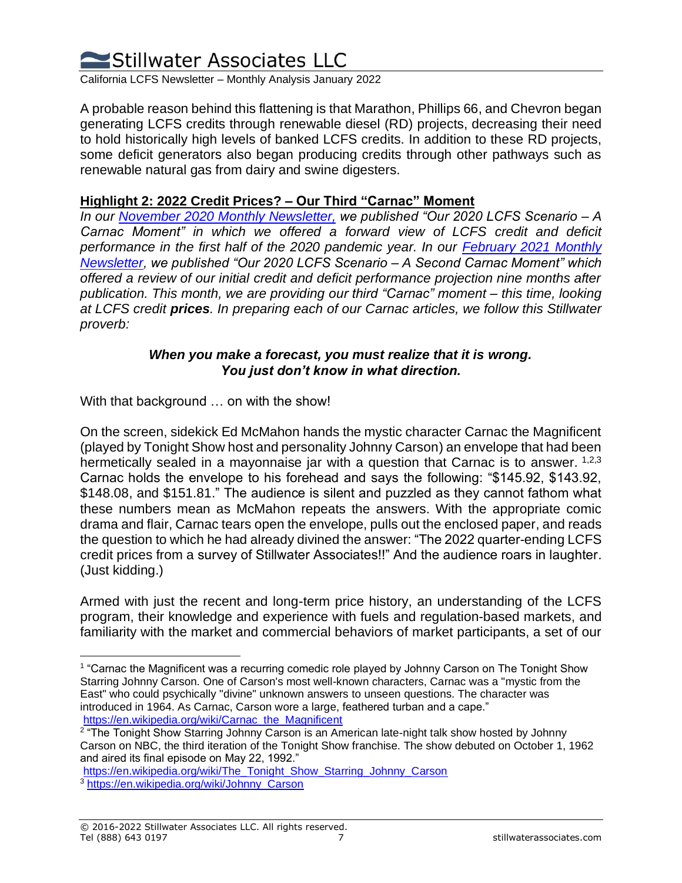A probable reason behind this flattening is that Marathon, Phillips 66, and Chevron began generating LCFS credits through renewable diesel (RD) projects, decreasing their need to hold historically high levels of banked LCFS credits. In addition to these RD projects, some deficit generators also began producing credits through other pathways such as renewable natural gas from dairy and swine digesters.

**Highlight 2: 2022 Credit Prices? – Our Third "Carnac" Moment**

*In our [November 2020 Monthly Newsletter,](#) we published "Our 2020 LCFS Scenario – A Carnac Moment" in which we offered a forward view of LCFS credit and deficit performance in the first half of the 2020 pandemic year. In our [February 2021 Monthly Newsletter](#), we published "Our 2020 LCFS Scenario – A Second Carnac Moment" which offered a review of our initial credit and deficit performance projection nine months after publication. This month, we are providing our third "Carnac" moment – this time, looking at LCFS credit **prices**. In preparing each of our Carnac articles, we follow this Stillwater proverb:*

***When you make a forecast, you must realize that it is wrong.***
***You just don't know in what direction.***

With that background … on with the show!

On the screen, sidekick Ed McMahon hands the mystic character Carnac the Magnificent (played by Tonight Show host and personality Johnny Carson) an envelope that had been hermetically sealed in a mayonnaise jar with a question that Carnac is to answer. [1,2,3] Carnac holds the envelope to his forehead and says the following: "$145.92, $143.92, $148.08, and $151.81." The audience is silent and puzzled as they cannot fathom what these numbers mean as McMahon repeats the answers. With the appropriate comic drama and flair, Carnac tears open the envelope, pulls out the enclosed paper, and reads the question to which he had already divined the answer: "The 2022 quarter-ending LCFS credit prices from a survey of Stillwater Associates!!" And the audience roars in laughter. (Just kidding.)

Armed with just the recent and long-term price history, an understanding of the LCFS program, their knowledge and experience with fuels and regulation-based markets, and familiarity with the market and commercial behaviors of market participants, a set of our

---

[1] "Carnac the Magnificent was a recurring comedic role played by Johnny Carson on The Tonight Show Starring Johnny Carson. One of Carson's most well-known characters, Carnac was a "mystic from the East" who could psychically "divine" unknown answers to unseen questions. The character was introduced in 1964. As Carnac, Carson wore a large, feathered turban and a cape." https://en.wikipedia.org/wiki/Carnac_the_Magnificent

[2] "The Tonight Show Starring Johnny Carson is an American late-night talk show hosted by Johnny Carson on NBC, the third iteration of the Tonight Show franchise. The show debuted on October 1, 1962 and aired its final episode on May 22, 1992." https://en.wikipedia.org/wiki/The_Tonight_Show_Starring_Johnny_Carson

[3] https://en.wikipedia.org/wiki/Johnny_Carson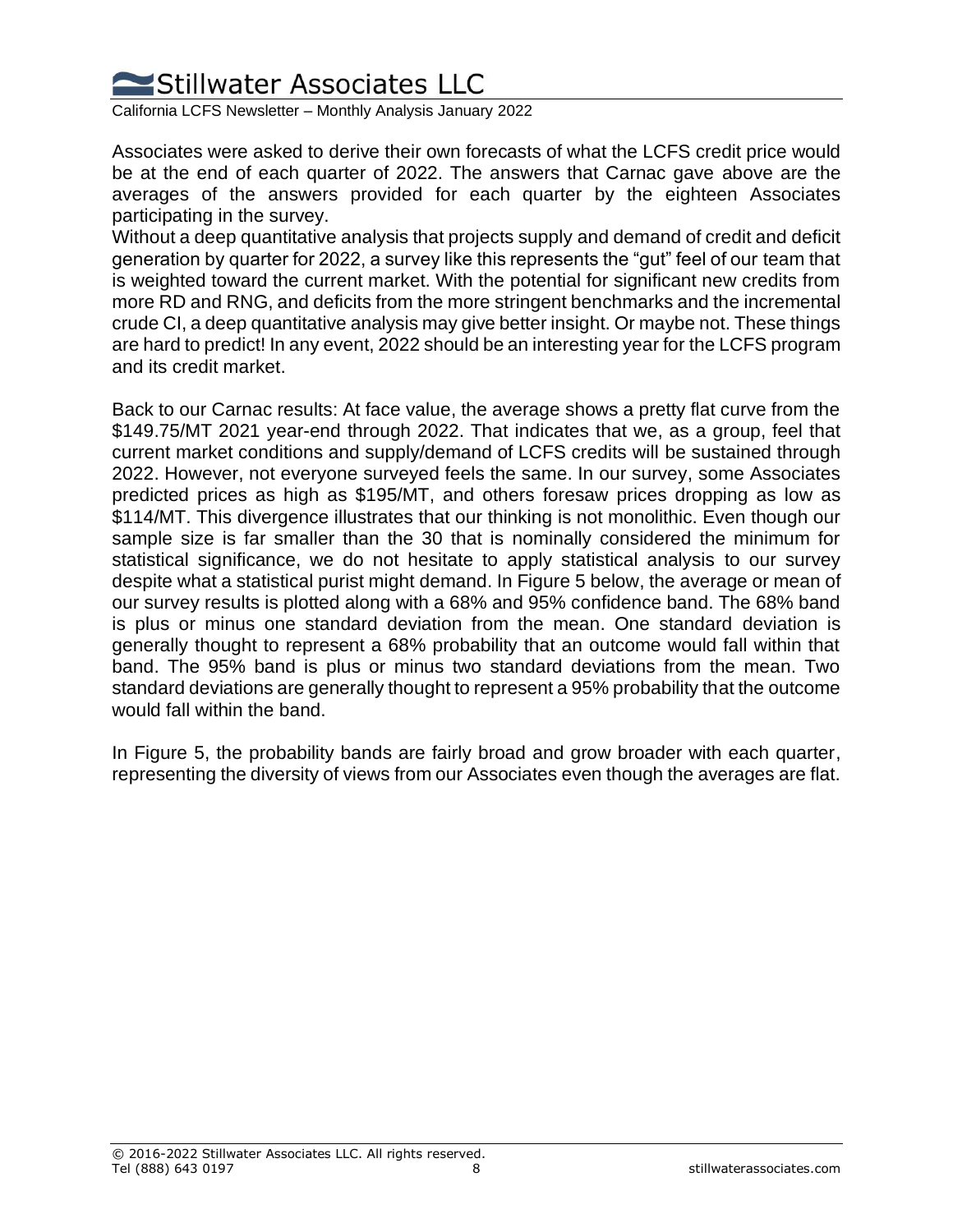Associates were asked to derive their own forecasts of what the LCFS credit price would be at the end of each quarter of 2022. The answers that Carnac gave above are the averages of the answers provided for each quarter by the eighteen Associates participating in the survey.

Without a deep quantitative analysis that projects supply and demand of credit and deficit generation by quarter for 2022, a survey like this represents the "gut" feel of our team that is weighted toward the current market. With the potential for significant new credits from more RD and RNG, and deficits from the more stringent benchmarks and the incremental crude CI, a deep quantitative analysis may give better insight. Or maybe not. These things are hard to predict! In any event, 2022 should be an interesting year for the LCFS program and its credit market.

Back to our Carnac results: At face value, the average shows a pretty flat curve from the \$149.75/MT 2021 year-end through 2022. That indicates that we, as a group, feel that current market conditions and supply/demand of LCFS credits will be sustained through 2022. However, not everyone surveyed feels the same. In our survey, some Associates predicted prices as high as \$195/MT, and others foresaw prices dropping as low as \$114/MT. This divergence illustrates that our thinking is not monolithic. Even though our sample size is far smaller than the 30 that is nominally considered the minimum for statistical significance, we do not hesitate to apply statistical analysis to our survey despite what a statistical purist might demand. In Figure 5 below, the average or mean of our survey results is plotted along with a 68% and 95% confidence band. The 68% band is plus or minus one standard deviation from the mean. One standard deviation is generally thought to represent a 68% probability that an outcome would fall within that band. The 95% band is plus or minus two standard deviations from the mean. Two standard deviations are generally thought to represent a 95% probability that the outcome would fall within the band.

In Figure 5, the probability bands are fairly broad and grow broader with each quarter, representing the diversity of views from our Associates even though the averages are flat.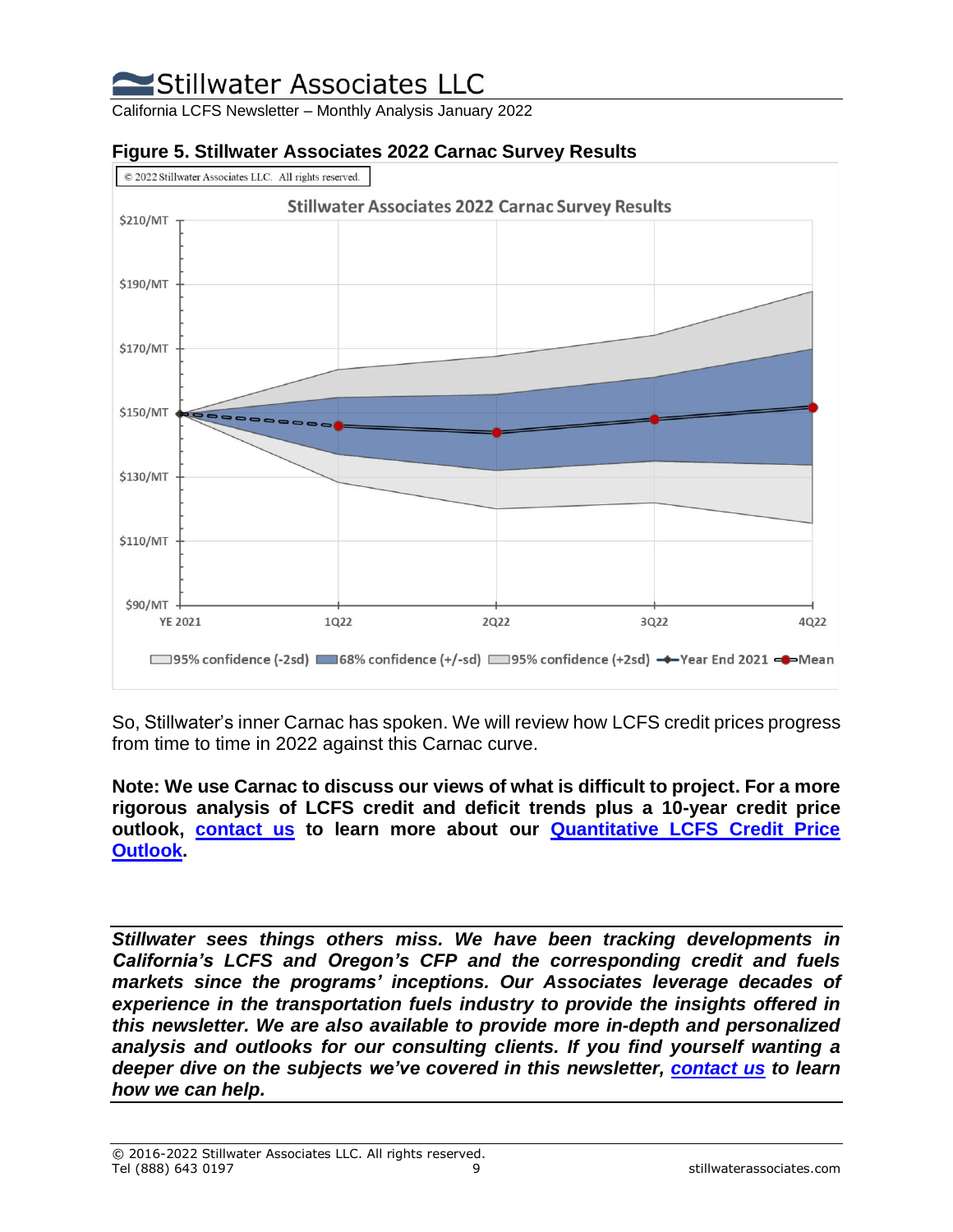**Figure 5. Stillwater Associates 2022 Carnac Survey Results**

So, Stillwater's inner Carnac has spoken. We will review how LCFS credit prices progress from time to time in 2022 against this Carnac curve.

**Note: We use Carnac to discuss our views of what is difficult to project. For a more rigorous analysis of LCFS credit and deficit trends plus a 10-year credit price outlook, contact us to learn more about our Quantitative LCFS Credit Price Outlook.**

***Stillwater sees things others miss. We have been tracking developments in California's LCFS and Oregon's CFP and the corresponding credit and fuels markets since the programs' inceptions. Our Associates leverage decades of experience in the transportation fuels industry to provide the insights offered in this newsletter. We are also available to provide more in-depth and personalized analysis and outlooks for our consulting clients. If you find yourself wanting a deeper dive on the subjects we've covered in this newsletter, contact us to learn how we can help.***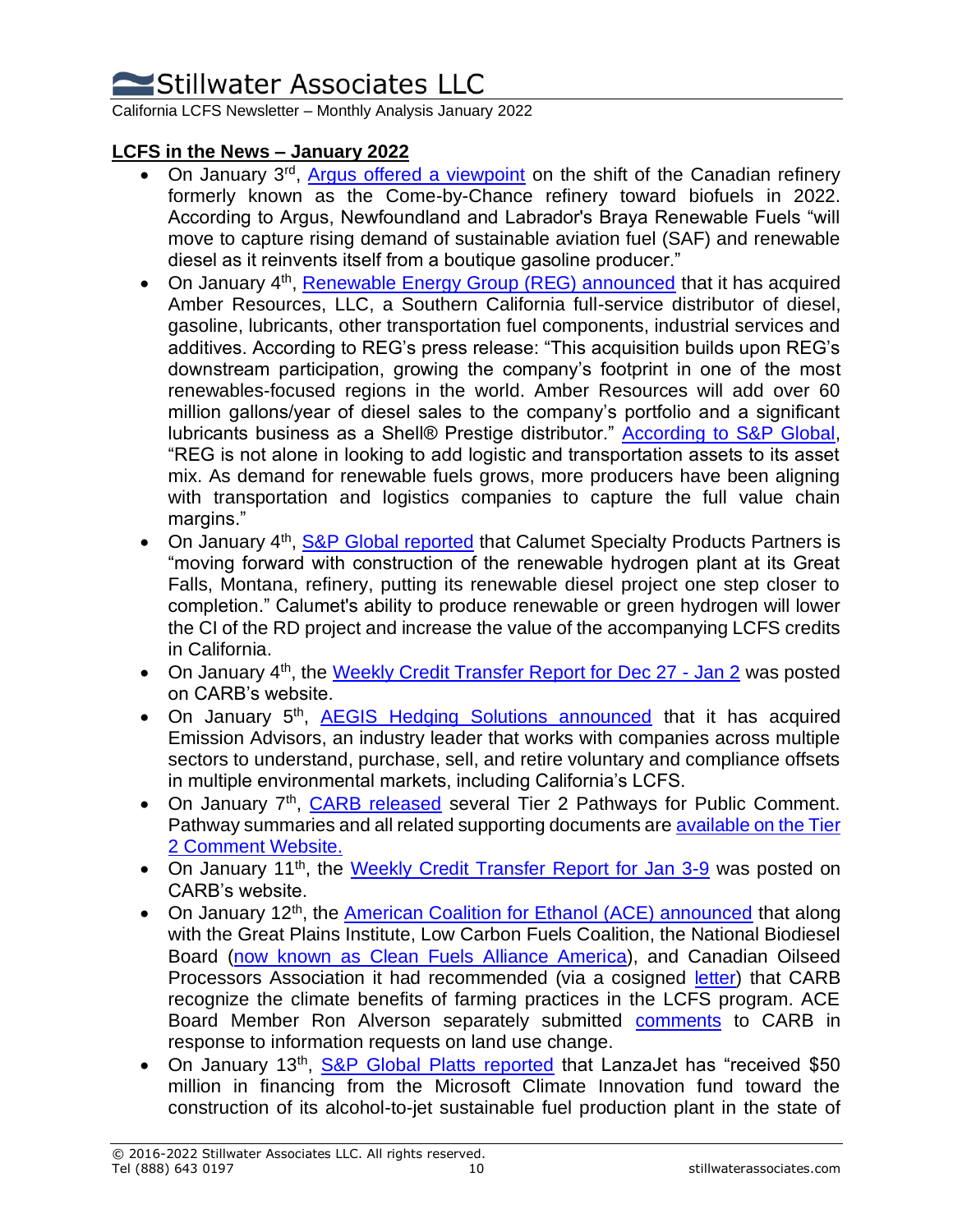## LCFS in the News – January 2022

- On January 3rd, Argus offered a viewpoint on the shift of the Canadian refinery formerly known as the Come-by-Chance refinery toward biofuels in 2022. According to Argus, Newfoundland and Labrador's Braya Renewable Fuels "will move to capture rising demand of sustainable aviation fuel (SAF) and renewable diesel as it reinvents itself from a boutique gasoline producer."
- On January 4th, Renewable Energy Group (REG) announced that it has acquired Amber Resources, LLC, a Southern California full-service distributor of diesel, gasoline, lubricants, other transportation fuel components, industrial services and additives. According to REG's press release: "This acquisition builds upon REG's downstream participation, growing the company's footprint in one of the most renewables-focused regions in the world. Amber Resources will add over 60 million gallons/year of diesel sales to the company's portfolio and a significant lubricants business as a Shell® Prestige distributor." According to S&P Global, "REG is not alone in looking to add logistic and transportation assets to its asset mix. As demand for renewable fuels grows, more producers have been aligning with transportation and logistics companies to capture the full value chain margins."
- On January 4th, S&P Global reported that Calumet Specialty Products Partners is "moving forward with construction of the renewable hydrogen plant at its Great Falls, Montana, refinery, putting its renewable diesel project one step closer to completion." Calumet's ability to produce renewable or green hydrogen will lower the CI of the RD project and increase the value of the accompanying LCFS credits in California.
- On January 4th, the Weekly Credit Transfer Report for Dec 27 - Jan 2 was posted on CARB's website.
- On January 5th, AEGIS Hedging Solutions announced that it has acquired Emission Advisors, an industry leader that works with companies across multiple sectors to understand, purchase, sell, and retire voluntary and compliance offsets in multiple environmental markets, including California's LCFS.
- On January 7th, CARB released several Tier 2 Pathways for Public Comment. Pathway summaries and all related supporting documents are available on the Tier 2 Comment Website.
- On January 11th, the Weekly Credit Transfer Report for Jan 3-9 was posted on CARB's website.
- On January 12th, the American Coalition for Ethanol (ACE) announced that along with the Great Plains Institute, Low Carbon Fuels Coalition, the National Biodiesel Board (now known as Clean Fuels Alliance America), and Canadian Oilseed Processors Association it had recommended (via a cosigned letter) that CARB recognize the climate benefits of farming practices in the LCFS program. ACE Board Member Ron Alverson separately submitted comments to CARB in response to information requests on land use change.
- On January 13th, S&P Global Platts reported that LanzaJet has "received $50 million in financing from the Microsoft Climate Innovation fund toward the construction of its alcohol-to-jet sustainable fuel production plant in the state of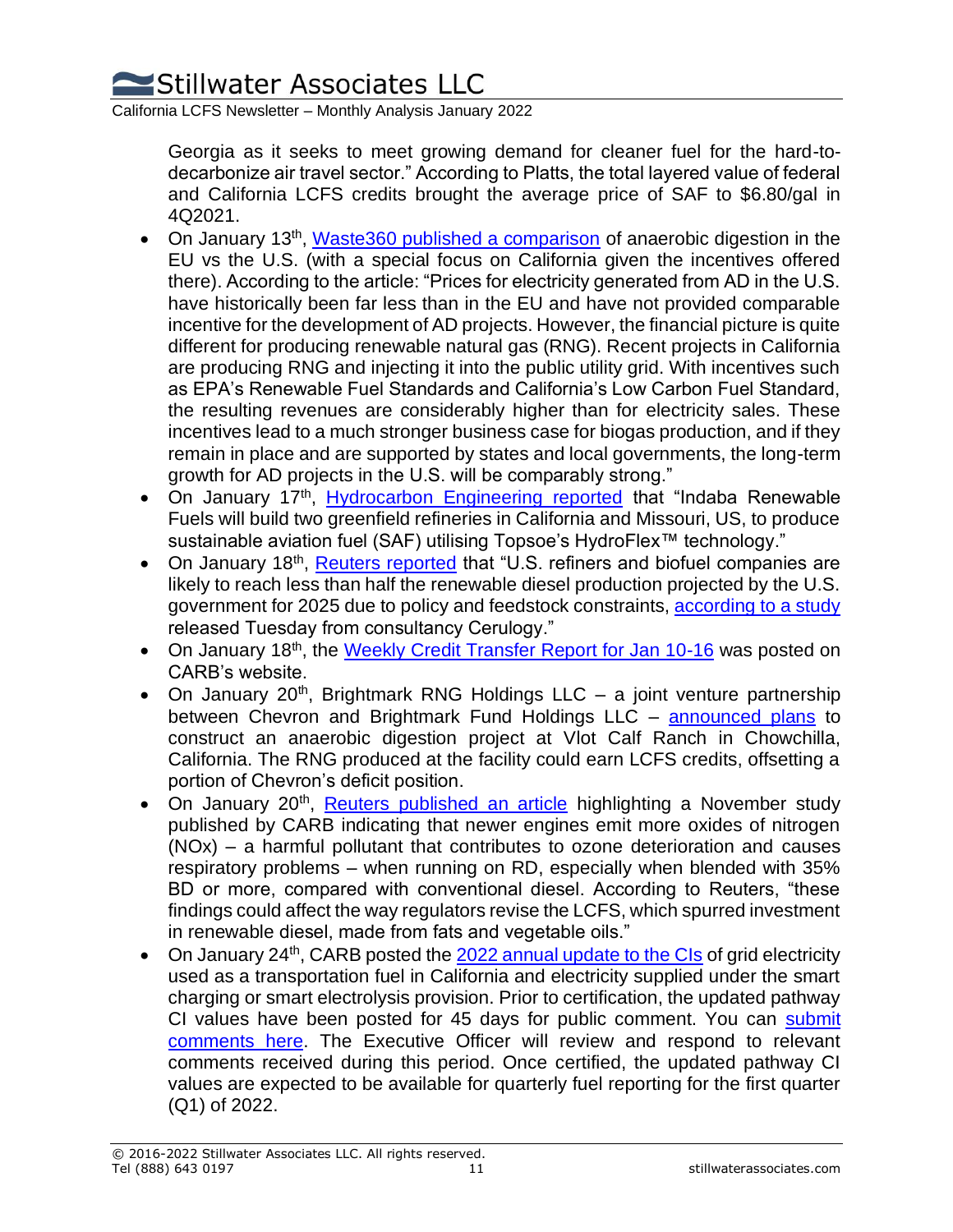Georgia as it seeks to meet growing demand for cleaner fuel for the hard-to-decarbonize air travel sector." According to Platts, the total layered value of federal and California LCFS credits brought the average price of SAF to $6.80/gal in 4Q2021.

- On January 13th, Waste360 published a comparison of anaerobic digestion in the EU vs the U.S. (with a special focus on California given the incentives offered there). According to the article: "Prices for electricity generated from AD in the U.S. have historically been far less than in the EU and have not provided comparable incentive for the development of AD projects. However, the financial picture is quite different for producing renewable natural gas (RNG). Recent projects in California are producing RNG and injecting it into the public utility grid. With incentives such as EPA's Renewable Fuel Standards and California's Low Carbon Fuel Standard, the resulting revenues are considerably higher than for electricity sales. These incentives lead to a much stronger business case for biogas production, and if they remain in place and are supported by states and local governments, the long-term growth for AD projects in the U.S. will be comparably strong."
- On January 17th, Hydrocarbon Engineering reported that "Indaba Renewable Fuels will build two greenfield refineries in California and Missouri, US, to produce sustainable aviation fuel (SAF) utilising Topsoe's HydroFlex™ technology."
- On January 18th, Reuters reported that "U.S. refiners and biofuel companies are likely to reach less than half the renewable diesel production projected by the U.S. government for 2025 due to policy and feedstock constraints, according to a study released Tuesday from consultancy Cerulogy."
- On January 18th, the Weekly Credit Transfer Report for Jan 10-16 was posted on CARB's website.
- On January 20th, Brightmark RNG Holdings LLC – a joint venture partnership between Chevron and Brightmark Fund Holdings LLC – announced plans to construct an anaerobic digestion project at Vlot Calf Ranch in Chowchilla, California. The RNG produced at the facility could earn LCFS credits, offsetting a portion of Chevron's deficit position.
- On January 20th, Reuters published an article highlighting a November study published by CARB indicating that newer engines emit more oxides of nitrogen (NOx) – a harmful pollutant that contributes to ozone deterioration and causes respiratory problems – when running on RD, especially when blended with 35% BD or more, compared with conventional diesel. According to Reuters, "these findings could affect the way regulators revise the LCFS, which spurred investment in renewable diesel, made from fats and vegetable oils."
- On January 24th, CARB posted the 2022 annual update to the CIs of grid electricity used as a transportation fuel in California and electricity supplied under the smart charging or smart electrolysis provision. Prior to certification, the updated pathway CI values have been posted for 45 days for public comment. You can submit comments here. The Executive Officer will review and respond to relevant comments received during this period. Once certified, the updated pathway CI values are expected to be available for quarterly fuel reporting for the first quarter (Q1) of 2022.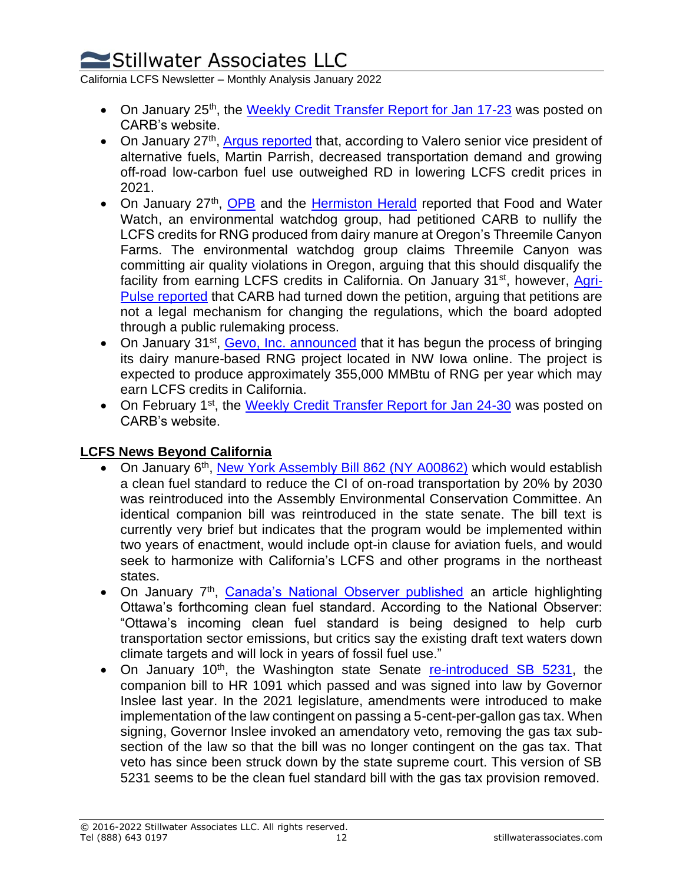- On January 25th, the Weekly Credit Transfer Report for Jan 17-23 was posted on CARB's website.
- On January 27th, Argus reported that, according to Valero senior vice president of alternative fuels, Martin Parrish, decreased transportation demand and growing off-road low-carbon fuel use outweighed RD in lowering LCFS credit prices in 2021.
- On January 27th, OPB and the Hermiston Herald reported that Food and Water Watch, an environmental watchdog group, had petitioned CARB to nullify the LCFS credits for RNG produced from dairy manure at Oregon's Threemile Canyon Farms. The environmental watchdog group claims Threemile Canyon was committing air quality violations in Oregon, arguing that this should disqualify the facility from earning LCFS credits in California. On January 31st, however, Agri-Pulse reported that CARB had turned down the petition, arguing that petitions are not a legal mechanism for changing the regulations, which the board adopted through a public rulemaking process.
- On January 31st, Gevo, Inc. announced that it has begun the process of bringing its dairy manure-based RNG project located in NW Iowa online. The project is expected to produce approximately 355,000 MMBtu of RNG per year which may earn LCFS credits in California.
- On February 1st, the Weekly Credit Transfer Report for Jan 24-30 was posted on CARB's website.

## LCFS News Beyond California

- On January 6th, New York Assembly Bill 862 (NY A00862) which would establish a clean fuel standard to reduce the CI of on-road transportation by 20% by 2030 was reintroduced into the Assembly Environmental Conservation Committee. An identical companion bill was reintroduced in the state senate. The bill text is currently very brief but indicates that the program would be implemented within two years of enactment, would include opt-in clause for aviation fuels, and would seek to harmonize with California's LCFS and other programs in the northeast states.
- On January 7th, Canada's National Observer published an article highlighting Ottawa's forthcoming clean fuel standard. According to the National Observer: "Ottawa's incoming clean fuel standard is being designed to help curb transportation sector emissions, but critics say the existing draft text waters down climate targets and will lock in years of fossil fuel use."
- On January 10th, the Washington state Senate re-introduced SB 5231, the companion bill to HR 1091 which passed and was signed into law by Governor Inslee last year. In the 2021 legislature, amendments were introduced to make implementation of the law contingent on passing a 5-cent-per-gallon gas tax. When signing, Governor Inslee invoked an amendatory veto, removing the gas tax sub-section of the law so that the bill was no longer contingent on the gas tax. That veto has since been struck down by the state supreme court. This version of SB 5231 seems to be the clean fuel standard bill with the gas tax provision removed.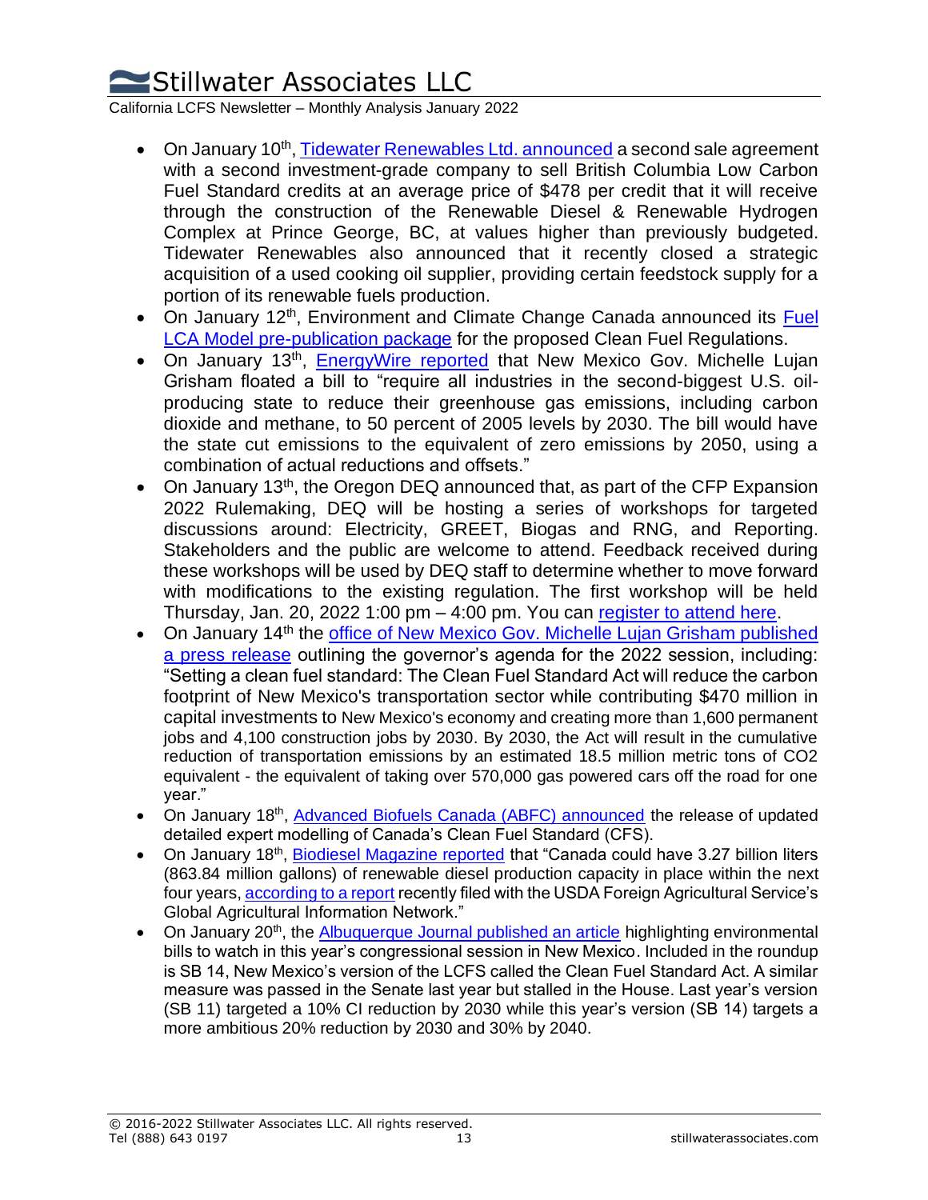- On January 10th, Tidewater Renewables Ltd. announced a second sale agreement with a second investment-grade company to sell British Columbia Low Carbon Fuel Standard credits at an average price of $478 per credit that it will receive through the construction of the Renewable Diesel & Renewable Hydrogen Complex at Prince George, BC, at values higher than previously budgeted. Tidewater Renewables also announced that it recently closed a strategic acquisition of a used cooking oil supplier, providing certain feedstock supply for a portion of its renewable fuels production.
- On January 12th, Environment and Climate Change Canada announced its Fuel LCA Model pre-publication package for the proposed Clean Fuel Regulations.
- On January 13th, EnergyWire reported that New Mexico Gov. Michelle Lujan Grisham floated a bill to "require all industries in the second-biggest U.S. oil-producing state to reduce their greenhouse gas emissions, including carbon dioxide and methane, to 50 percent of 2005 levels by 2030. The bill would have the state cut emissions to the equivalent of zero emissions by 2050, using a combination of actual reductions and offsets."
- On January 13th, the Oregon DEQ announced that, as part of the CFP Expansion 2022 Rulemaking, DEQ will be hosting a series of workshops for targeted discussions around: Electricity, GREET, Biogas and RNG, and Reporting. Stakeholders and the public are welcome to attend. Feedback received during these workshops will be used by DEQ staff to determine whether to move forward with modifications to the existing regulation. The first workshop will be held Thursday, Jan. 20, 2022 1:00 pm – 4:00 pm. You can register to attend here.
- On January 14th the office of New Mexico Gov. Michelle Lujan Grisham published a press release outlining the governor's agenda for the 2022 session, including: "Setting a clean fuel standard: The Clean Fuel Standard Act will reduce the carbon footprint of New Mexico's transportation sector while contributing $470 million in capital investments to New Mexico's economy and creating more than 1,600 permanent jobs and 4,100 construction jobs by 2030. By 2030, the Act will result in the cumulative reduction of transportation emissions by an estimated 18.5 million metric tons of $CO_2$ equivalent - the equivalent of taking over 570,000 gas powered cars off the road for one year."
- On January 18th, Advanced Biofuels Canada (ABFC) announced the release of updated detailed expert modelling of Canada's Clean Fuel Standard (CFS).
- On January 18th, Biodiesel Magazine reported that "Canada could have 3.27 billion liters (863.84 million gallons) of renewable diesel production capacity in place within the next four years, according to a report recently filed with the USDA Foreign Agricultural Service's Global Agricultural Information Network."
- On January 20th, the Albuquerque Journal published an article highlighting environmental bills to watch in this year's congressional session in New Mexico. Included in the roundup is SB 14, New Mexico's version of the LCFS called the Clean Fuel Standard Act. A similar measure was passed in the Senate last year but stalled in the House. Last year's version (SB 11) targeted a 10% CI reduction by 2030 while this year's version (SB 14) targets a more ambitious 20% reduction by 2030 and 30% by 2040.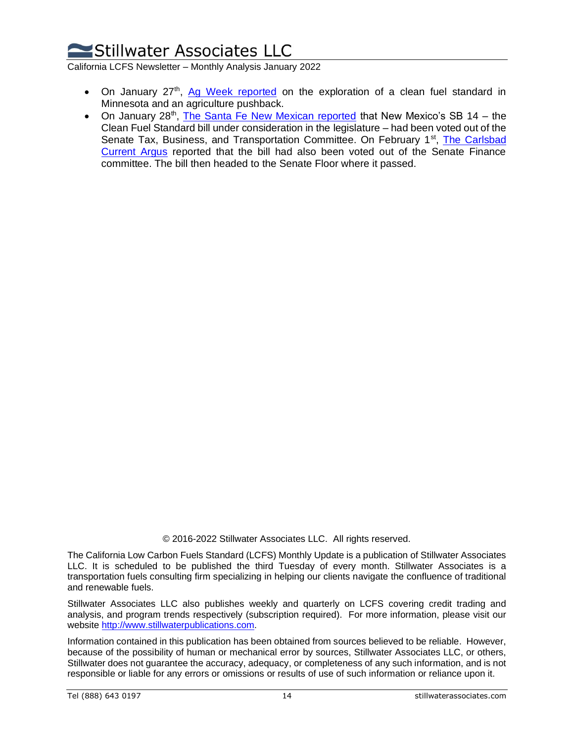- On January 27th, Ag Week reported on the exploration of a clean fuel standard in Minnesota and an agriculture pushback.
- On January 28th, The Santa Fe New Mexican reported that New Mexico's SB 14 – the Clean Fuel Standard bill under consideration in the legislature – had been voted out of the Senate Tax, Business, and Transportation Committee. On February 1st, The Carlsbad Current Argus reported that the bill had also been voted out of the Senate Finance committee. The bill then headed to the Senate Floor where it passed.

© 2016-2022 Stillwater Associates LLC. All rights reserved.

The California Low Carbon Fuels Standard (LCFS) Monthly Update is a publication of Stillwater Associates LLC. It is scheduled to be published the third Tuesday of every month. Stillwater Associates is a transportation fuels consulting firm specializing in helping our clients navigate the confluence of traditional and renewable fuels.

Stillwater Associates LLC also publishes weekly and quarterly on LCFS covering credit trading and analysis, and program trends respectively (subscription required). For more information, please visit our website http://www.stillwaterpublications.com.

Information contained in this publication has been obtained from sources believed to be reliable. However, because of the possibility of human or mechanical error by sources, Stillwater Associates LLC, or others, Stillwater does not guarantee the accuracy, adequacy, or completeness of any such information, and is not responsible or liable for any errors or omissions or results of use of such information or reliance upon it.